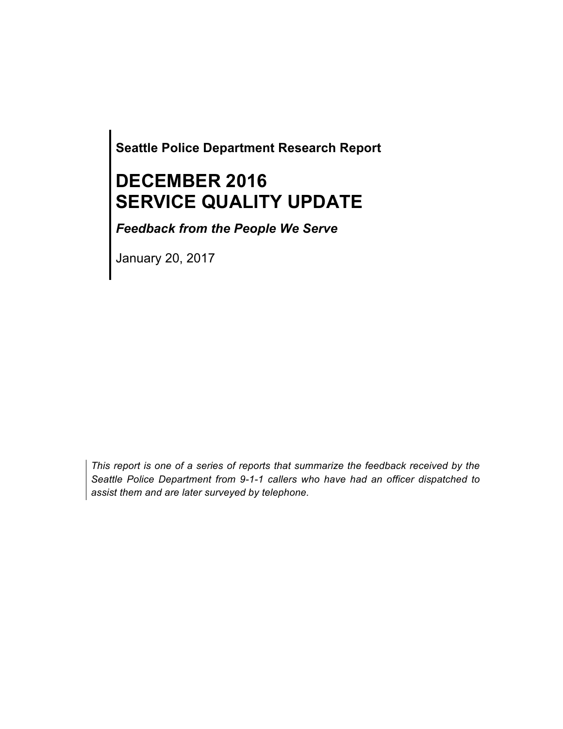**Seattle Police Department Research Report**

# DECEMBER 2016
# SERVICE QUALITY UPDATE

***Feedback from the People We Serve***

January 20, 2017

*This report is one of a series of reports that summarize the feedback received by the Seattle Police Department from 9-1-1 callers who have had an officer dispatched to assist them and are later surveyed by telephone.*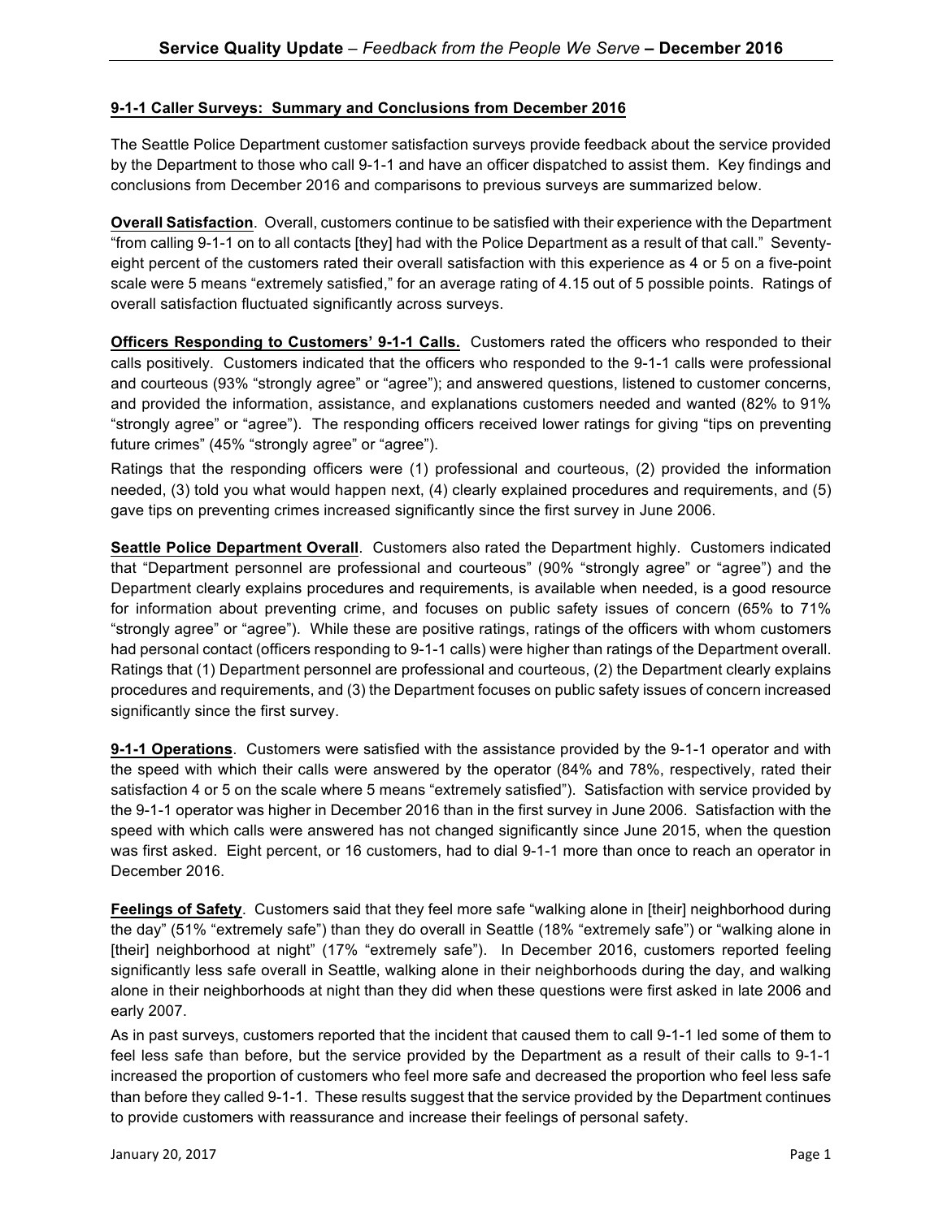# Service Quality Update – *Feedback from the People We Serve* – December 2016

## 9-1-1 Caller Surveys: Summary and Conclusions from December 2016

The Seattle Police Department customer satisfaction surveys provide feedback about the service provided by the Department to those who call 9-1-1 and have an officer dispatched to assist them. Key findings and conclusions from December 2016 and comparisons to previous surveys are summarized below.

**Overall Satisfaction**. Overall, customers continue to be satisfied with their experience with the Department "from calling 9-1-1 on to all contacts [they] had with the Police Department as a result of that call." Seventy-eight percent of the customers rated their overall satisfaction with this experience as 4 or 5 on a five-point scale were 5 means "extremely satisfied," for an average rating of 4.15 out of 5 possible points. Ratings of overall satisfaction fluctuated significantly across surveys.

**Officers Responding to Customers' 9-1-1 Calls.** Customers rated the officers who responded to their calls positively. Customers indicated that the officers who responded to the 9-1-1 calls were professional and courteous (93% "strongly agree" or "agree"); and answered questions, listened to customer concerns, and provided the information, assistance, and explanations customers needed and wanted (82% to 91% "strongly agree" or "agree"). The responding officers received lower ratings for giving "tips on preventing future crimes" (45% "strongly agree" or "agree").

Ratings that the responding officers were (1) professional and courteous, (2) provided the information needed, (3) told you what would happen next, (4) clearly explained procedures and requirements, and (5) gave tips on preventing crimes increased significantly since the first survey in June 2006.

**Seattle Police Department Overall**. Customers also rated the Department highly. Customers indicated that "Department personnel are professional and courteous" (90% "strongly agree" or "agree") and the Department clearly explains procedures and requirements, is available when needed, is a good resource for information about preventing crime, and focuses on public safety issues of concern (65% to 71% "strongly agree" or "agree"). While these are positive ratings, ratings of the officers with whom customers had personal contact (officers responding to 9-1-1 calls) were higher than ratings of the Department overall. Ratings that (1) Department personnel are professional and courteous, (2) the Department clearly explains procedures and requirements, and (3) the Department focuses on public safety issues of concern increased significantly since the first survey.

**9-1-1 Operations**. Customers were satisfied with the assistance provided by the 9-1-1 operator and with the speed with which their calls were answered by the operator (84% and 78%, respectively, rated their satisfaction 4 or 5 on the scale where 5 means "extremely satisfied"). Satisfaction with service provided by the 9-1-1 operator was higher in December 2016 than in the first survey in June 2006. Satisfaction with the speed with which calls were answered has not changed significantly since June 2015, when the question was first asked. Eight percent, or 16 customers, had to dial 9-1-1 more than once to reach an operator in December 2016.

**Feelings of Safety**. Customers said that they feel more safe "walking alone in [their] neighborhood during the day" (51% "extremely safe") than they do overall in Seattle (18% "extremely safe") or "walking alone in [their] neighborhood at night" (17% "extremely safe"). In December 2016, customers reported feeling significantly less safe overall in Seattle, walking alone in their neighborhoods during the day, and walking alone in their neighborhoods at night than they did when these questions were first asked in late 2006 and early 2007.

As in past surveys, customers reported that the incident that caused them to call 9-1-1 led some of them to feel less safe than before, but the service provided by the Department as a result of their calls to 9-1-1 increased the proportion of customers who feel more safe and decreased the proportion who feel less safe than before they called 9-1-1. These results suggest that the service provided by the Department continues to provide customers with reassurance and increase their feelings of personal safety.

January 20, 2017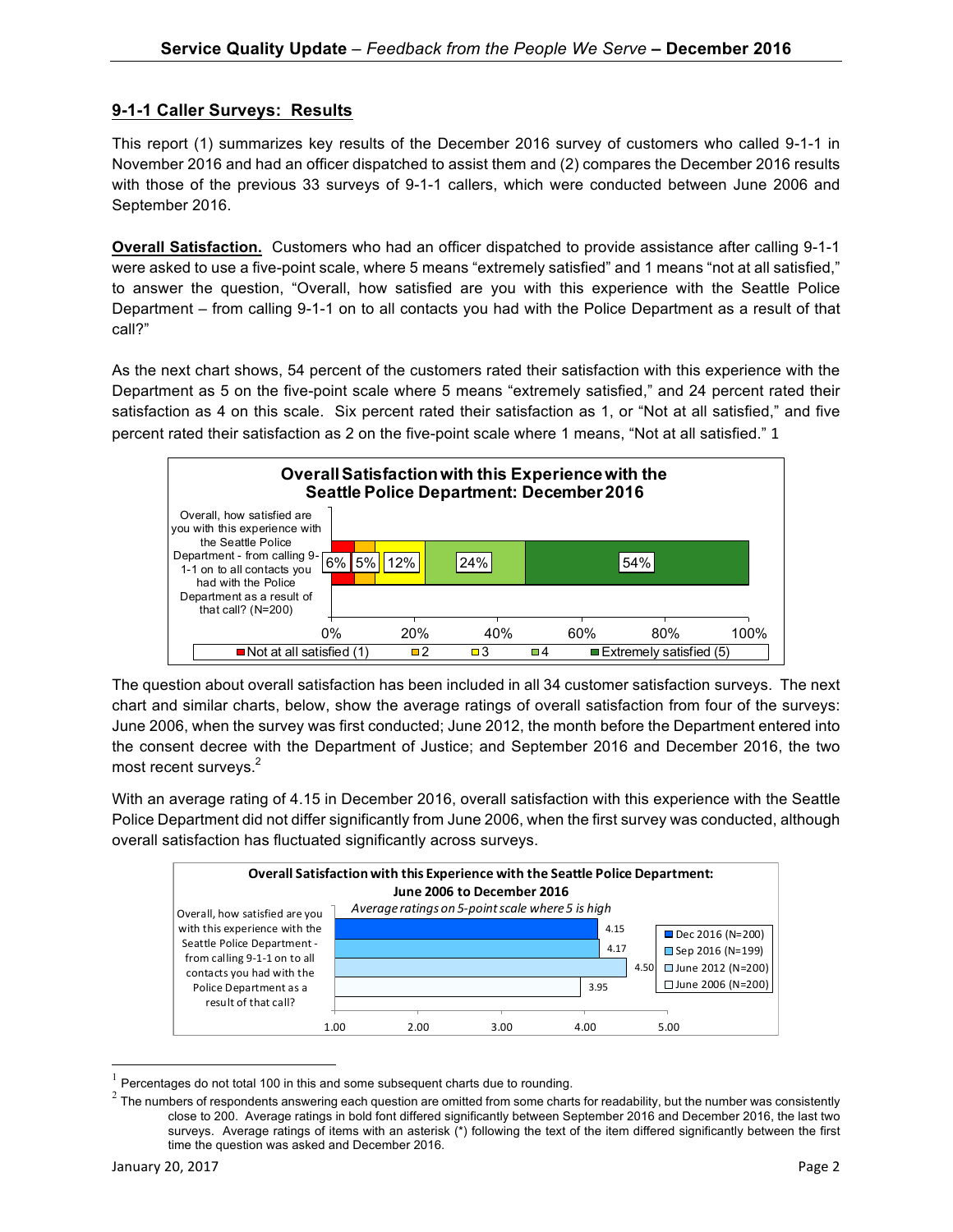## 9-1-1 Caller Surveys: Results

This report (1) summarizes key results of the December 2016 survey of customers who called 9-1-1 in November 2016 and had an officer dispatched to assist them and (2) compares the December 2016 results with those of the previous 33 surveys of 9-1-1 callers, which were conducted between June 2006 and September 2016.

**Overall Satisfaction.** Customers who had an officer dispatched to provide assistance after calling 9-1-1 were asked to use a five-point scale, where 5 means "extremely satisfied" and 1 means "not at all satisfied," to answer the question, "Overall, how satisfied are you with this experience with the Seattle Police Department – from calling 9-1-1 on to all contacts you had with the Police Department as a result of that call?"

As the next chart shows, 54 percent of the customers rated their satisfaction with this experience with the Department as 5 on the five-point scale where 5 means "extremely satisfied," and 24 percent rated their satisfaction as 4 on this scale. Six percent rated their satisfaction as 1, or "Not at all satisfied," and five percent rated their satisfaction as 2 on the five-point scale where 1 means, "Not at all satisfied." [1]

**Overall Satisfaction with this Experience with the Seattle Police Department: December 2016**

| Question | Not at all satisfied (1) | 2 | 3 | 4 | Extremely satisfied (5) |
|---|---|---|---|---|---|
| Overall, how satisfied are you with this experience with the Seattle Police Department - from calling 9-1-1 on to all contacts you had with the Police Department as a result of that call? (N=200) | 6% | 5% | 12% | 24% | 54% |

The question about overall satisfaction has been included in all 34 customer satisfaction surveys. The next chart and similar charts, below, show the average ratings of overall satisfaction from four of the surveys: June 2006, when the survey was first conducted; June 2012, the month before the Department entered into the consent decree with the Department of Justice; and September 2016 and December 2016, the two most recent surveys.[2]

With an average rating of 4.15 in December 2016, overall satisfaction with this experience with the Seattle Police Department did not differ significantly from June 2006, when the first survey was conducted, although overall satisfaction has fluctuated significantly across surveys.

**Overall Satisfaction with this Experience with the Seattle Police Department: June 2006 to December 2016**

*Average ratings on 5-point scale where 5 is high*

| Question | Dec 2016 (N=200) | Sep 2016 (N=199) | June 2012 (N=200) | June 2006 (N=200) |
|---|---|---|---|---|
| Overall, how satisfied are you with this experience with the Seattle Police Department - from calling 9-1-1 on to all contacts you had with the Police Department as a result of that call? | 4.15 | 4.17 | 4.50 | 3.95 |

[1] Percentages do not total 100 in this and some subsequent charts due to rounding.

[2] The numbers of respondents answering each question are omitted from some charts for readability, but the number was consistently close to 200. Average ratings in bold font differed significantly between September 2016 and December 2016, the last two surveys. Average ratings of items with an asterisk (*) following the text of the item differed significantly between the first time the question was asked and December 2016.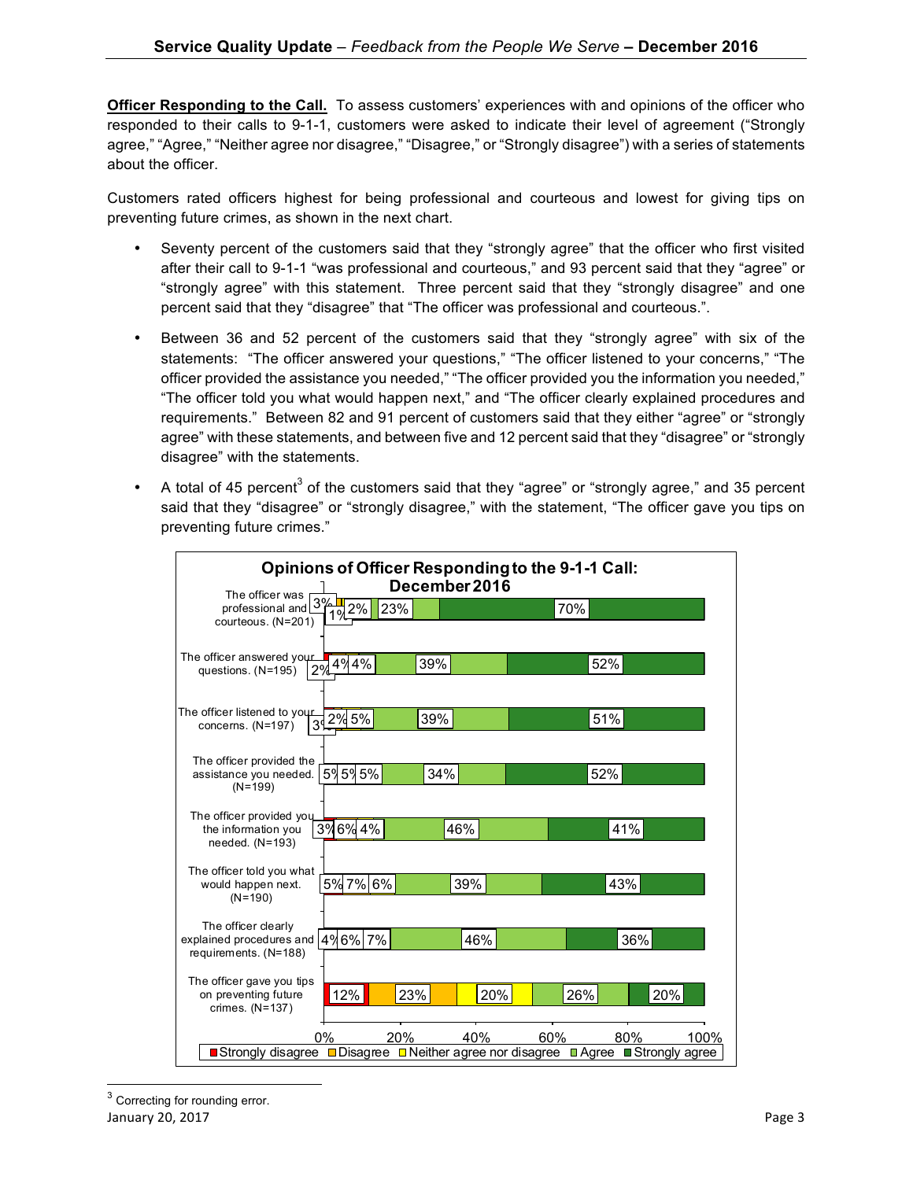**Officer Responding to the Call.** To assess customers' experiences with and opinions of the officer who responded to their calls to 9-1-1, customers were asked to indicate their level of agreement ("Strongly agree," "Agree," "Neither agree nor disagree," "Disagree," or "Strongly disagree") with a series of statements about the officer.

Customers rated officers highest for being professional and courteous and lowest for giving tips on preventing future crimes, as shown in the next chart.

- Seventy percent of the customers said that they "strongly agree" that the officer who first visited after their call to 9-1-1 "was professional and courteous," and 93 percent said that they "agree" or "strongly agree" with this statement. Three percent said that they "strongly disagree" and one percent said that they "disagree" that "The officer was professional and courteous.".
- Between 36 and 52 percent of the customers said that they "strongly agree" with six of the statements: "The officer answered your questions," "The officer listened to your concerns," "The officer provided the assistance you needed," "The officer provided you the information you needed," "The officer told you what would happen next," and "The officer clearly explained procedures and requirements." Between 82 and 91 percent of customers said that they either "agree" or "strongly agree" with these statements, and between five and 12 percent said that they "disagree" or "strongly disagree" with the statements.
- A total of 45 percent[3] of the customers said that they "agree" or "strongly agree," and 35 percent said that they "disagree" or "strongly disagree," with the statement, "The officer gave you tips on preventing future crimes."

**Opinions of Officer Responding to the 9-1-1 Call: December 2016**

| Statement | Strongly disagree | Disagree | Neither agree nor disagree | Agree | Strongly agree |
|---|---|---|---|---|---|
| The officer was professional and courteous. (N=201) | 3% | 1% | 2% | 23% | 70% |
| The officer answered your questions. (N=195) | 2% | 4% | 4% | 39% | 52% |
| The officer listened to your concerns. (N=197) | 3% | 2% | 5% | 39% | 51% |
| The officer provided the assistance you needed. (N=199) | 5% | 5% | 5% | 34% | 52% |
| The officer provided you the information you needed. (N=193) | 3% | 6% | 4% | 46% | 41% |
| The officer told you what would happen next. (N=190) | 5% | 7% | 6% | 39% | 43% |
| The officer clearly explained procedures and requirements. (N=188) | 4% | 6% | 7% | 46% | 36% |
| The officer gave you tips on preventing future crimes. (N=137) | 12% | 23% | 20% | 26% | 20% |

[3] Correcting for rounding error.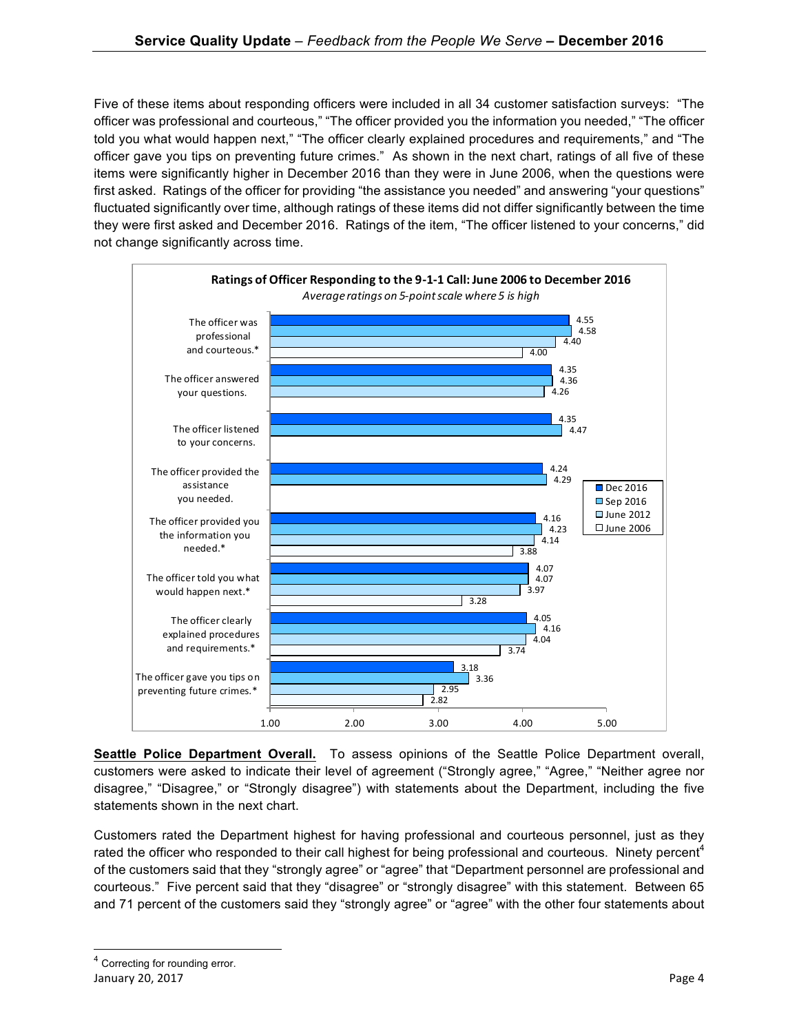Five of these items about responding officers were included in all 34 customer satisfaction surveys: "The officer was professional and courteous," "The officer provided you the information you needed," "The officer told you what would happen next," "The officer clearly explained procedures and requirements," and "The officer gave you tips on preventing future crimes." As shown in the next chart, ratings of all five of these items were significantly higher in December 2016 than they were in June 2006, when the questions were first asked. Ratings of the officer for providing "the assistance you needed" and answering "your questions" fluctuated significantly over time, although ratings of these items did not differ significantly between the time they were first asked and December 2016. Ratings of the item, "The officer listened to your concerns," did not change significantly across time.

**Ratings of Officer Responding to the 9-1-1 Call: June 2006 to December 2016**

*Average ratings on 5-point scale where 5 is high*

| Item | Dec 2016 | Sep 2016 | June 2012 | June 2006 |
|---|---|---|---|---|
| The officer was professional and courteous.* | 4.55 | 4.58 | 4.40 | 4.00 |
| The officer answered your questions. | 4.35 | 4.36 | 4.26 | |
| The officer listened to your concerns. | 4.35 | 4.47 | | |
| The officer provided the assistance you needed. | 4.24 | 4.29 | | |
| The officer provided you the information you needed.* | 4.16 | 4.23 | 4.14 | 3.88 |
| The officer told you what would happen next.* | 4.07 | 4.07 | 3.97 | 3.28 |
| The officer clearly explained procedures and requirements.* | 4.05 | 4.16 | 4.04 | 3.74 |
| The officer gave you tips on preventing future crimes.* | 3.18 | 3.36 | 2.95 | 2.82 |

**Seattle Police Department Overall.** To assess opinions of the Seattle Police Department overall, customers were asked to indicate their level of agreement ("Strongly agree," "Agree," "Neither agree nor disagree," "Disagree," or "Strongly disagree") with statements about the Department, including the five statements shown in the next chart.

Customers rated the Department highest for having professional and courteous personnel, just as they rated the officer who responded to their call highest for being professional and courteous. Ninety percent[4] of the customers said that they "strongly agree" or "agree" that "Department personnel are professional and courteous." Five percent said that they "disagree" or "strongly disagree" with this statement. Between 65 and 71 percent of the customers said they "strongly agree" or "agree" with the other four statements about

[4] Correcting for rounding error.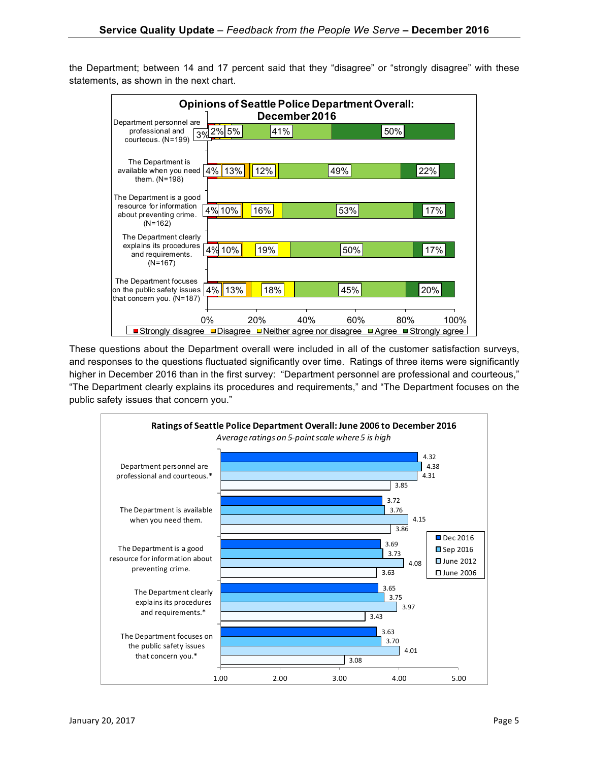the Department; between 14 and 17 percent said that they "disagree" or "strongly disagree" with these statements, as shown in the next chart.

**Opinions of Seattle Police Department Overall: December 2016**

| Statement | Strongly disagree | Disagree | Neither agree nor disagree | Agree | Strongly agree |
|---|---|---|---|---|---|
| Department personnel are professional and courteous. (N=199) | 3% | 2% | 5% | 41% | 50% |
| The Department is available when you need them. (N=198) | 4% | 13% | 12% | 49% | 22% |
| The Department is a good resource for information about preventing crime. (N=162) | 4% | 10% | 16% | 53% | 17% |
| The Department clearly explains its procedures and requirements. (N=167) | 4% | 10% | 19% | 50% | 17% |
| The Department focuses on the public safety issues that concern you. (N=187) | 4% | 13% | 18% | 45% | 20% |

These questions about the Department overall were included in all of the customer satisfaction surveys, and responses to the questions fluctuated significantly over time. Ratings of three items were significantly higher in December 2016 than in the first survey: "Department personnel are professional and courteous," "The Department clearly explains its procedures and requirements," and "The Department focuses on the public safety issues that concern you."

**Ratings of Seattle Police Department Overall: June 2006 to December 2016**

*Average ratings on 5-point scale where 5 is high*

| Statement | Dec 2016 | Sep 2016 | June 2012 | June 2006 |
|---|---|---|---|---|
| Department personnel are professional and courteous.* | 4.32 | 4.38 | 4.31 | 3.85 |
| The Department is available when you need them. | 3.72 | 3.76 | 4.15 | 3.86 |
| The Department is a good resource for information about preventing crime. | 3.69 | 3.73 | 4.08 | 3.63 |
| The Department clearly explains its procedures and requirements.* | 3.65 | 3.75 | 3.97 | 3.43 |
| The Department focuses on the public safety issues that concern you.* | 3.63 | 3.70 | 4.01 | 3.08 |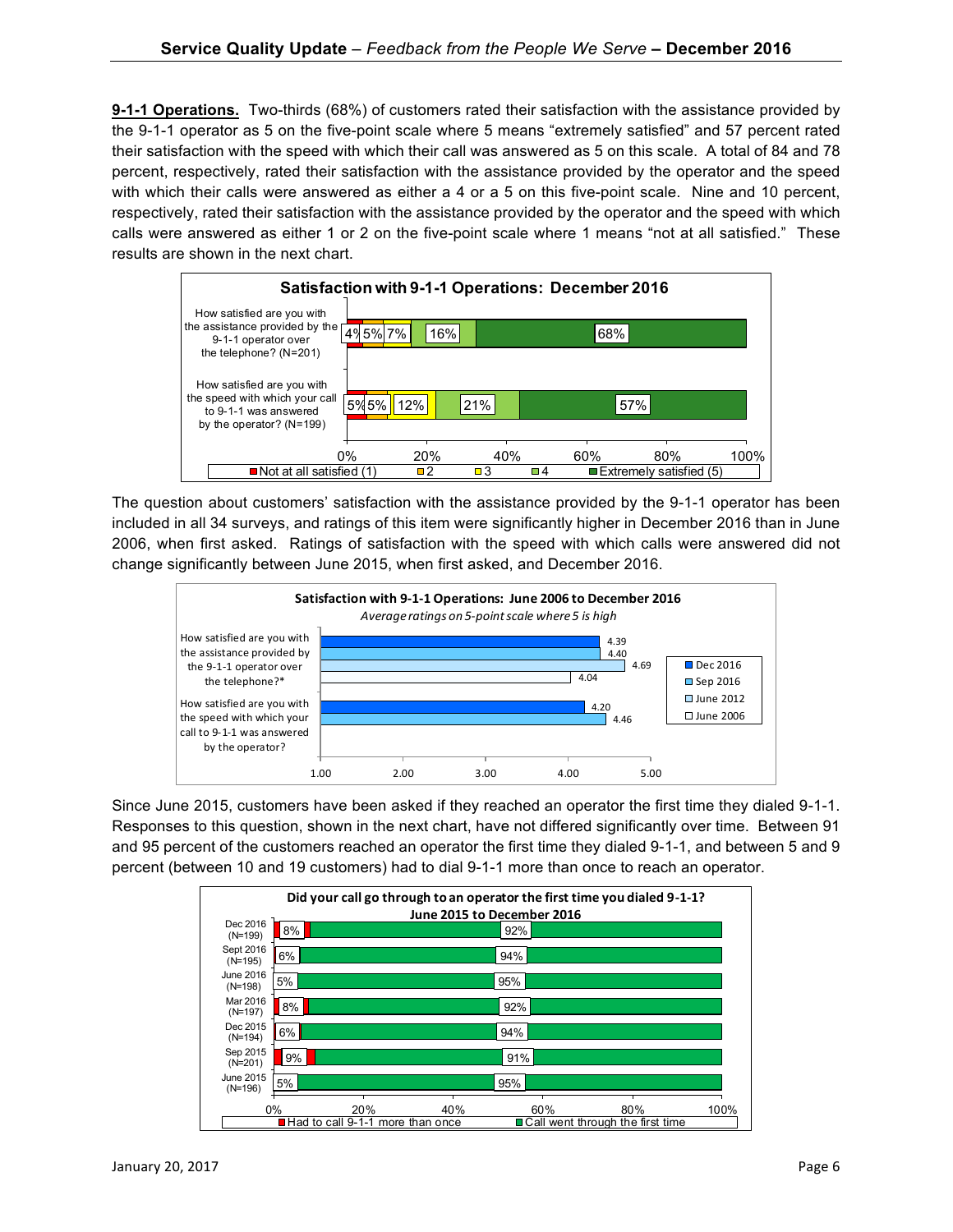**9-1-1 Operations.** Two-thirds (68%) of customers rated their satisfaction with the assistance provided by the 9-1-1 operator as 5 on the five-point scale where 5 means "extremely satisfied" and 57 percent rated their satisfaction with the speed with which their call was answered as 5 on this scale. A total of 84 and 78 percent, respectively, rated their satisfaction with the assistance provided by the operator and the speed with which their calls were answered as either a 4 or a 5 on this five-point scale. Nine and 10 percent, respectively, rated their satisfaction with the assistance provided by the operator and the speed with which calls were answered as either 1 or 2 on the five-point scale where 1 means "not at all satisfied." These results are shown in the next chart.

**Satisfaction with 9-1-1 Operations: December 2016**

| | Not at all satisfied (1) | 2 | 3 | 4 | Extremely satisfied (5) |
|---|---|---|---|---|---|
| How satisfied are you with the assistance provided by the 9-1-1 operator over the telephone? (N=201) | 4% | 5% | 7% | 16% | 68% |
| How satisfied are you with the speed with which your call to 9-1-1 was answered by the operator? (N=199) | 5% | 5% | 12% | 21% | 57% |

The question about customers' satisfaction with the assistance provided by the 9-1-1 operator has been included in all 34 surveys, and ratings of this item were significantly higher in December 2016 than in June 2006, when first asked. Ratings of satisfaction with the speed with which calls were answered did not change significantly between June 2015, when first asked, and December 2016.

**Satisfaction with 9-1-1 Operations: June 2006 to December 2016**

*Average ratings on 5-point scale where 5 is high*

| | Dec 2016 | Sep 2016 | June 2012 | June 2006 |
|---|---|---|---|---|
| How satisfied are you with the assistance provided by the 9-1-1 operator over the telephone?* | 4.39 | 4.40 | 4.69 | 4.04 |
| How satisfied are you with the speed with which your call to 9-1-1 was answered by the operator? | 4.20 | 4.46 | | |

Since June 2015, customers have been asked if they reached an operator the first time they dialed 9-1-1. Responses to this question, shown in the next chart, have not differed significantly over time. Between 91 and 95 percent of the customers reached an operator the first time they dialed 9-1-1, and between 5 and 9 percent (between 10 and 19 customers) had to dial 9-1-1 more than once to reach an operator.

**Did your call go through to an operator the first time you dialed 9-1-1? June 2015 to December 2016**

| | Had to call 9-1-1 more than once | Call went through the first time |
|---|---|---|
| Dec 2016 (N=199) | 8% | 92% |
| Sept 2016 (N=195) | 6% | 94% |
| June 2016 (N=198) | 5% | 95% |
| Mar 2016 (N=197) | 8% | 92% |
| Dec 2015 (N=194) | 6% | 94% |
| Sep 2015 (N=201) | 9% | 91% |
| June 2015 (N=196) | 5% | 95% |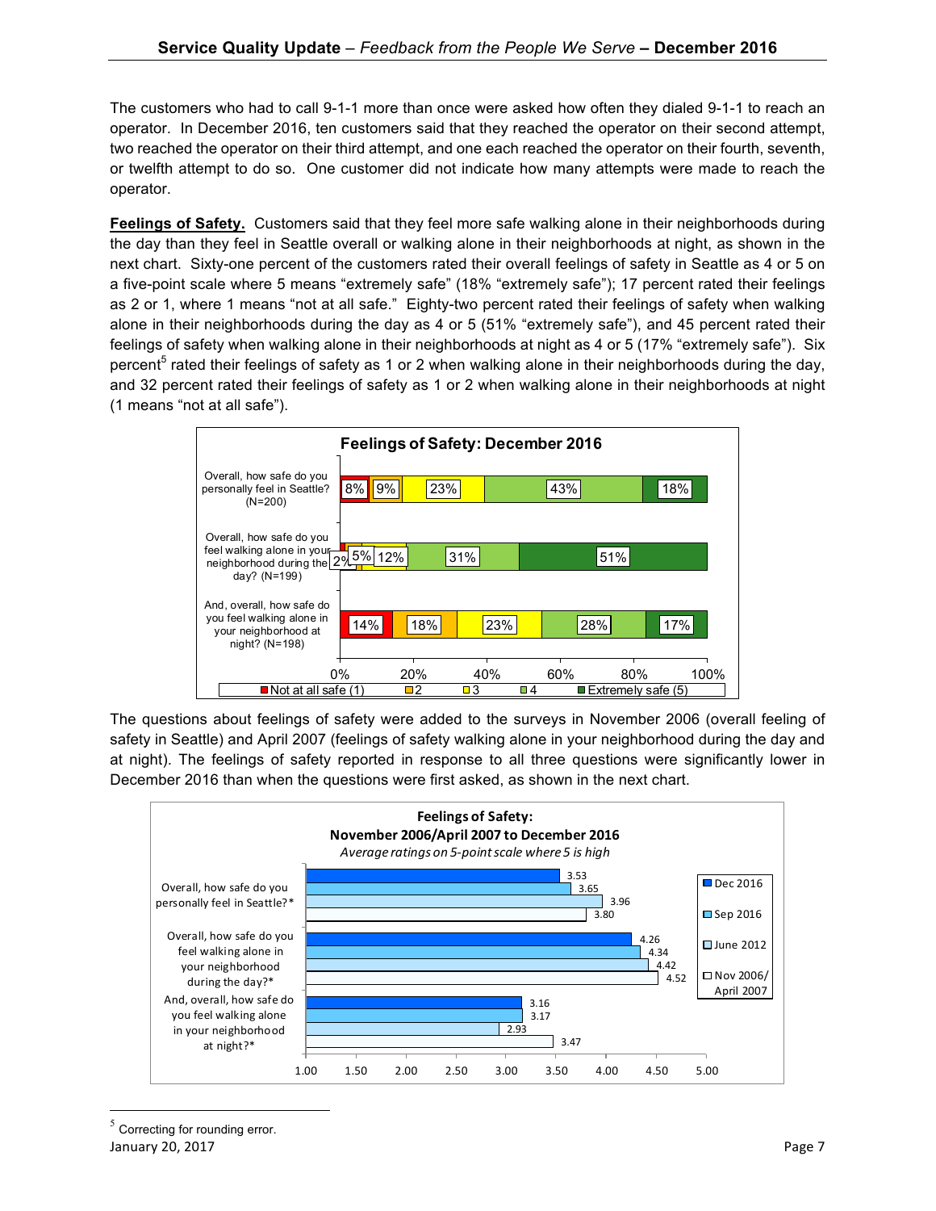The customers who had to call 9-1-1 more than once were asked how often they dialed 9-1-1 to reach an operator. In December 2016, ten customers said that they reached the operator on their second attempt, two reached the operator on their third attempt, and one each reached the operator on their fourth, seventh, or twelfth attempt to do so. One customer did not indicate how many attempts were made to reach the operator.

**Feelings of Safety.** Customers said that they feel more safe walking alone in their neighborhoods during the day than they feel in Seattle overall or walking alone in their neighborhoods at night, as shown in the next chart. Sixty-one percent of the customers rated their overall feelings of safety in Seattle as 4 or 5 on a five-point scale where 5 means "extremely safe" (18% "extremely safe"); 17 percent rated their feelings as 2 or 1, where 1 means "not at all safe." Eighty-two percent rated their feelings of safety when walking alone in their neighborhoods during the day as 4 or 5 (51% "extremely safe"), and 45 percent rated their feelings of safety when walking alone in their neighborhoods at night as 4 or 5 (17% "extremely safe"). Six percent[5] rated their feelings of safety as 1 or 2 when walking alone in their neighborhoods during the day, and 32 percent rated their feelings of safety as 1 or 2 when walking alone in their neighborhoods at night (1 means "not at all safe").

**Feelings of Safety: December 2016**

| Question | Not at all safe (1) | 2 | 3 | 4 | Extremely safe (5) |
|---|---|---|---|---|---|
| Overall, how safe do you personally feel in Seattle? (N=200) | 8% | 9% | 23% | 43% | 18% |
| Overall, how safe do you feel walking alone in your neighborhood during the day? (N=199) | 2% | 5% | 12% | 31% | 51% |
| And, overall, how safe do you feel walking alone in your neighborhood at night? (N=198) | 14% | 18% | 23% | 28% | 17% |

The questions about feelings of safety were added to the surveys in November 2006 (overall feeling of safety in Seattle) and April 2007 (feelings of safety walking alone in your neighborhood during the day and at night). The feelings of safety reported in response to all three questions were significantly lower in December 2016 than when the questions were first asked, as shown in the next chart.

**Feelings of Safety: November 2006/April 2007 to December 2016**

*Average ratings on 5-point scale where 5 is high*

| Question | Dec 2016 | Sep 2016 | June 2012 | Nov 2006/ April 2007 |
|---|---|---|---|---|
| Overall, how safe do you personally feel in Seattle?* | 3.53 | 3.65 | 3.96 | 3.80 |
| Overall, how safe do you feel walking alone in your neighborhood during the day?* | 4.26 | 4.34 | 4.42 | 4.52 |
| And, overall, how safe do you feel walking alone in your neighborhood at night?* | 3.16 | 3.17 | 2.93 | 3.47 |

[5] Correcting for rounding error.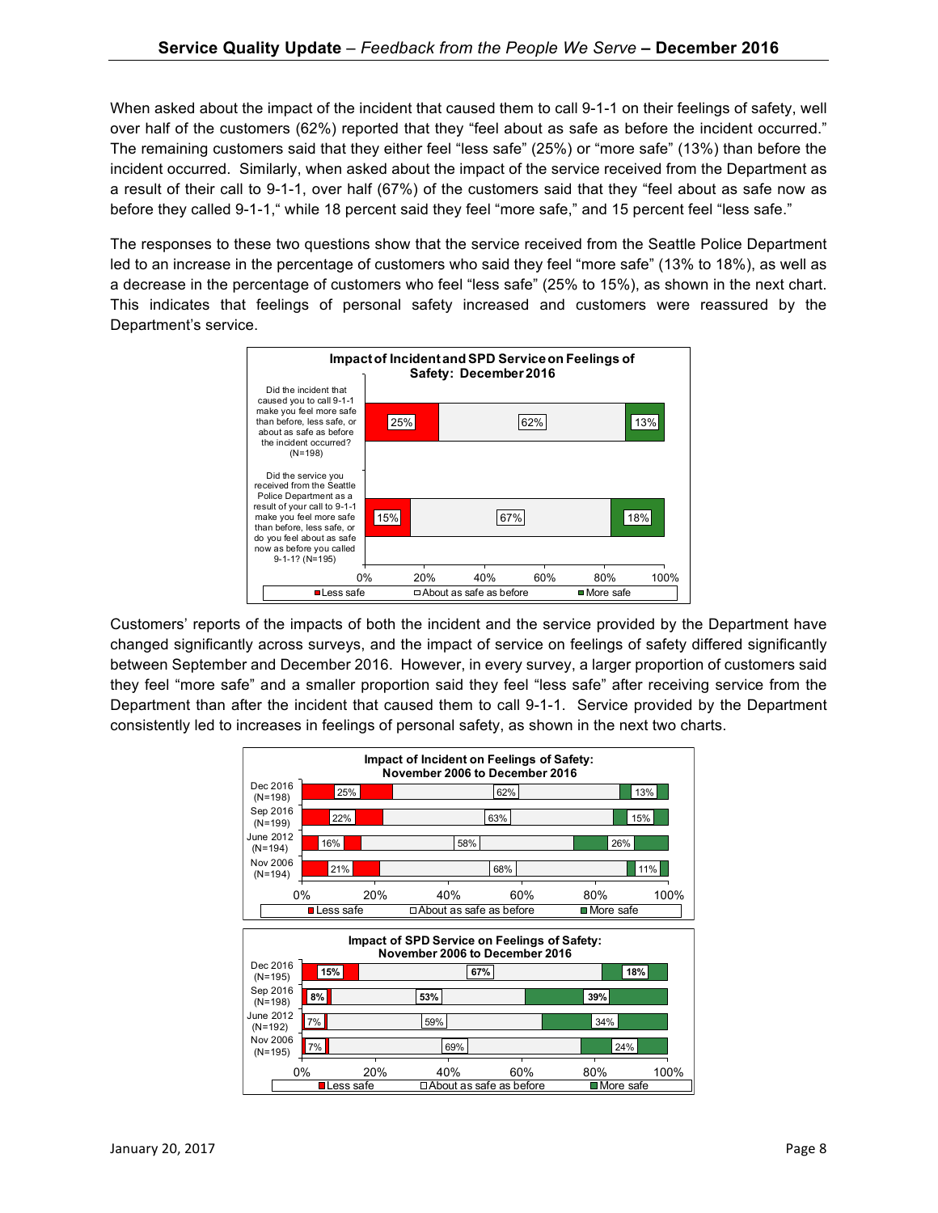When asked about the impact of the incident that caused them to call 9-1-1 on their feelings of safety, well over half of the customers (62%) reported that they "feel about as safe as before the incident occurred." The remaining customers said that they either feel "less safe" (25%) or "more safe" (13%) than before the incident occurred. Similarly, when asked about the impact of the service received from the Department as a result of their call to 9-1-1, over half (67%) of the customers said that they "feel about as safe now as before they called 9-1-1," while 18 percent said they feel "more safe," and 15 percent feel "less safe."

The responses to these two questions show that the service received from the Seattle Police Department led to an increase in the percentage of customers who said they feel "more safe" (13% to 18%), as well as a decrease in the percentage of customers who feel "less safe" (25% to 15%), as shown in the next chart. This indicates that feelings of personal safety increased and customers were reassured by the Department's service.

**Impact of Incident and SPD Service on Feelings of Safety: December 2016**

| Question | Less safe | About as safe as before | More safe |
|---|---|---|---|
| Did the incident that caused you to call 9-1-1 make you feel more safe than before, less safe, or about as safe as before the incident occurred? (N=198) | 25% | 62% | 13% |
| Did the service you received from the Seattle Police Department as a result of your call to 9-1-1 make you feel more safe than before, less safe, or do you feel about as safe now as before you called 9-1-1? (N=195) | 15% | 67% | 18% |

Customers' reports of the impacts of both the incident and the service provided by the Department have changed significantly across surveys, and the impact of service on feelings of safety differed significantly between September and December 2016. However, in every survey, a larger proportion of customers said they feel "more safe" and a smaller proportion said they feel "less safe" after receiving service from the Department than after the incident that caused them to call 9-1-1. Service provided by the Department consistently led to increases in feelings of personal safety, as shown in the next two charts.

**Impact of Incident on Feelings of Safety: November 2006 to December 2016**

| Survey | Less safe | About as safe as before | More safe |
|---|---|---|---|
| Dec 2016 (N=198) | 25% | 62% | 13% |
| Sep 2016 (N=199) | 22% | 63% | 15% |
| June 2012 (N=194) | 16% | 58% | 26% |
| Nov 2006 (N=194) | 21% | 68% | 11% |

**Impact of SPD Service on Feelings of Safety: November 2006 to December 2016**

| Survey | Less safe | About as safe as before | More safe |
|---|---|---|---|
| Dec 2016 (N=195) | **15%** | **67%** | **18%** |
| Sep 2016 (N=198) | **8%** | **53%** | **39%** |
| June 2012 (N=192) | 7% | 59% | 34% |
| Nov 2006 (N=195) | 7% | 69% | 24% |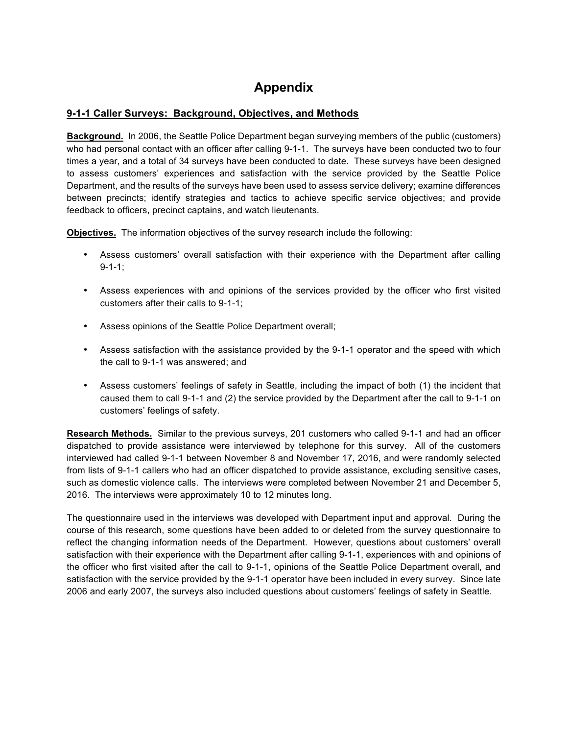# Appendix

## 9-1-1 Caller Surveys: Background, Objectives, and Methods

**Background.** In 2006, the Seattle Police Department began surveying members of the public (customers) who had personal contact with an officer after calling 9-1-1. The surveys have been conducted two to four times a year, and a total of 34 surveys have been conducted to date. These surveys have been designed to assess customers' experiences and satisfaction with the service provided by the Seattle Police Department, and the results of the surveys have been used to assess service delivery; examine differences between precincts; identify strategies and tactics to achieve specific service objectives; and provide feedback to officers, precinct captains, and watch lieutenants.

**Objectives.** The information objectives of the survey research include the following:

- Assess customers' overall satisfaction with their experience with the Department after calling 9-1-1;
- Assess experiences with and opinions of the services provided by the officer who first visited customers after their calls to 9-1-1;
- Assess opinions of the Seattle Police Department overall;
- Assess satisfaction with the assistance provided by the 9-1-1 operator and the speed with which the call to 9-1-1 was answered; and
- Assess customers' feelings of safety in Seattle, including the impact of both (1) the incident that caused them to call 9-1-1 and (2) the service provided by the Department after the call to 9-1-1 on customers' feelings of safety.

**Research Methods.** Similar to the previous surveys, 201 customers who called 9-1-1 and had an officer dispatched to provide assistance were interviewed by telephone for this survey. All of the customers interviewed had called 9-1-1 between November 8 and November 17, 2016, and were randomly selected from lists of 9-1-1 callers who had an officer dispatched to provide assistance, excluding sensitive cases, such as domestic violence calls. The interviews were completed between November 21 and December 5, 2016. The interviews were approximately 10 to 12 minutes long.

The questionnaire used in the interviews was developed with Department input and approval. During the course of this research, some questions have been added to or deleted from the survey questionnaire to reflect the changing information needs of the Department. However, questions about customers' overall satisfaction with their experience with the Department after calling 9-1-1, experiences with and opinions of the officer who first visited after the call to 9-1-1, opinions of the Seattle Police Department overall, and satisfaction with the service provided by the 9-1-1 operator have been included in every survey. Since late 2006 and early 2007, the surveys also included questions about customers' feelings of safety in Seattle.